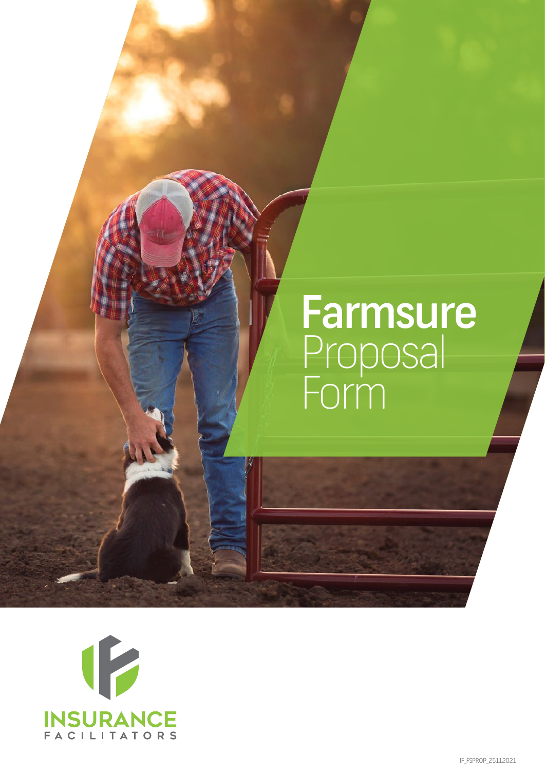# Farmsure Proposal Form

INSURANCE FACILITATORS

IF_FSPROP_25112021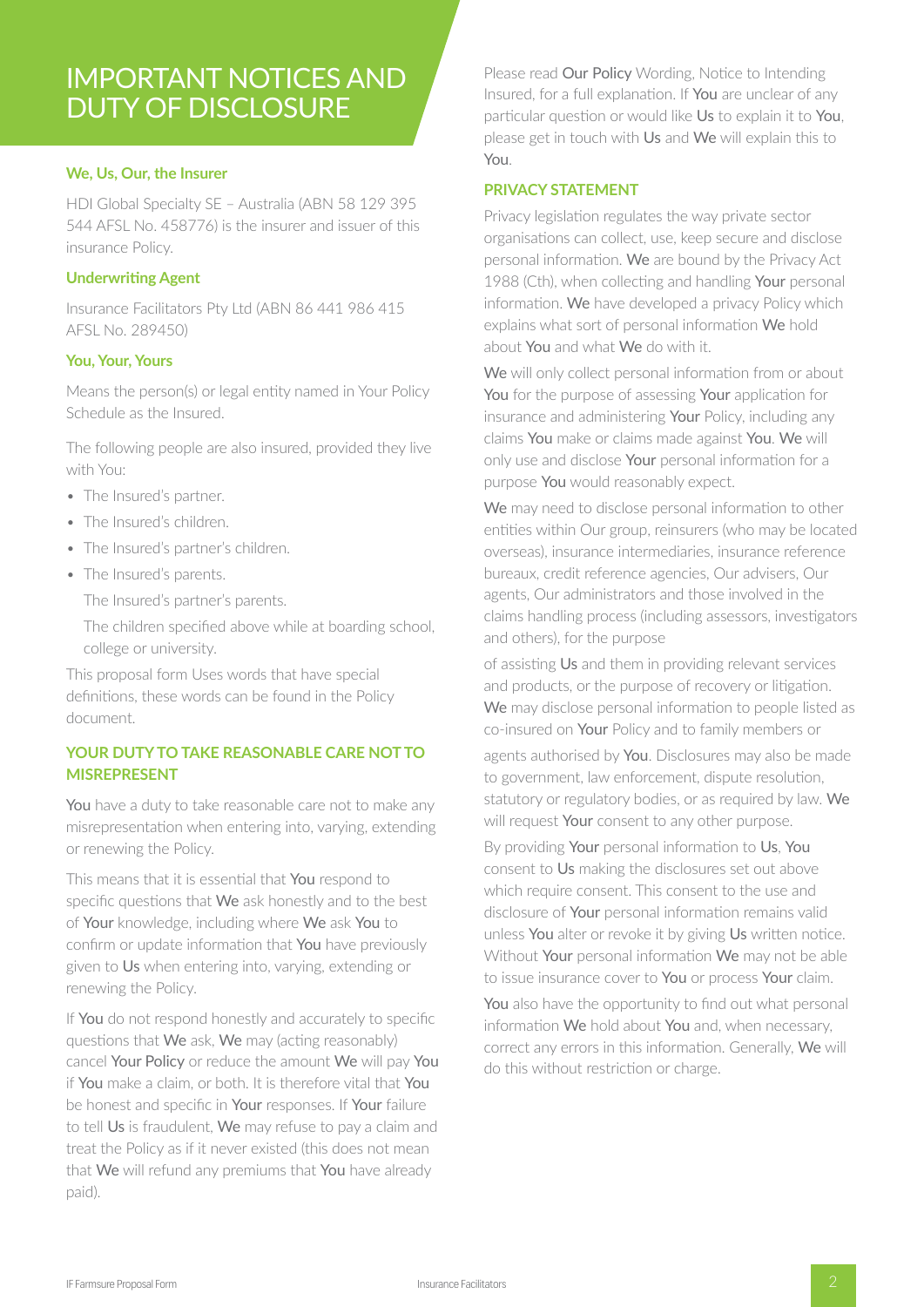# IMPORTANT NOTICES AND DUTY OF DISCLOSURE

### We, Us, Our, the Insurer

HDI Global Specialty SE – Australia (ABN 58 129 395 544 AFSL No. 458776) is the insurer and issuer of this insurance Policy.

### Underwriting Agent

Insurance Facilitators Pty Ltd (ABN 86 441 986 415 AFSL No. 289450)

### You, Your, Yours

Means the person(s) or legal entity named in Your Policy Schedule as the Insured.

The following people are also insured, provided they live with You:

- The Insured's partner.
- The Insured's children.
- The Insured's partner's children.
- The Insured's parents.

  The Insured's partner's parents.

  The children specified above while at boarding school, college or university.

This proposal form Uses words that have special definitions, these words can be found in the Policy document.

## YOUR DUTY TO TAKE REASONABLE CARE NOT TO MISREPRESENT

You have a duty to take reasonable care not to make any misrepresentation when entering into, varying, extending or renewing the Policy.

This means that it is essential that You respond to specific questions that We ask honestly and to the best of Your knowledge, including where We ask You to confirm or update information that You have previously given to Us when entering into, varying, extending or renewing the Policy.

If You do not respond honestly and accurately to specific questions that We ask, We may (acting reasonably) cancel Your Policy or reduce the amount We will pay You if You make a claim, or both. It is therefore vital that You be honest and specific in Your responses. If Your failure to tell Us is fraudulent, We may refuse to pay a claim and treat the Policy as if it never existed (this does not mean that We will refund any premiums that You have already paid).

Please read Our Policy Wording, Notice to Intending Insured, for a full explanation. If You are unclear of any particular question or would like Us to explain it to You, please get in touch with Us and We will explain this to You.

## PRIVACY STATEMENT

Privacy legislation regulates the way private sector organisations can collect, use, keep secure and disclose personal information. We are bound by the Privacy Act 1988 (Cth), when collecting and handling Your personal information. We have developed a privacy Policy which explains what sort of personal information We hold about You and what We do with it.

We will only collect personal information from or about You for the purpose of assessing Your application for insurance and administering Your Policy, including any claims You make or claims made against You. We will only use and disclose Your personal information for a purpose You would reasonably expect.

We may need to disclose personal information to other entities within Our group, reinsurers (who may be located overseas), insurance intermediaries, insurance reference bureaux, credit reference agencies, Our advisers, Our agents, Our administrators and those involved in the claims handling process (including assessors, investigators and others), for the purpose of assisting Us and them in providing relevant services and products, or the purpose of recovery or litigation. We may disclose personal information to people listed as co-insured on Your Policy and to family members or agents authorised by You. Disclosures may also be made to government, law enforcement, dispute resolution, statutory or regulatory bodies, or as required by law. We will request Your consent to any other purpose.

By providing Your personal information to Us, You consent to Us making the disclosures set out above which require consent. This consent to the use and disclosure of Your personal information remains valid unless You alter or revoke it by giving Us written notice. Without Your personal information We may not be able to issue insurance cover to You or process Your claim.

You also have the opportunity to find out what personal information We hold about You and, when necessary, correct any errors in this information. Generally, We will do this without restriction or charge.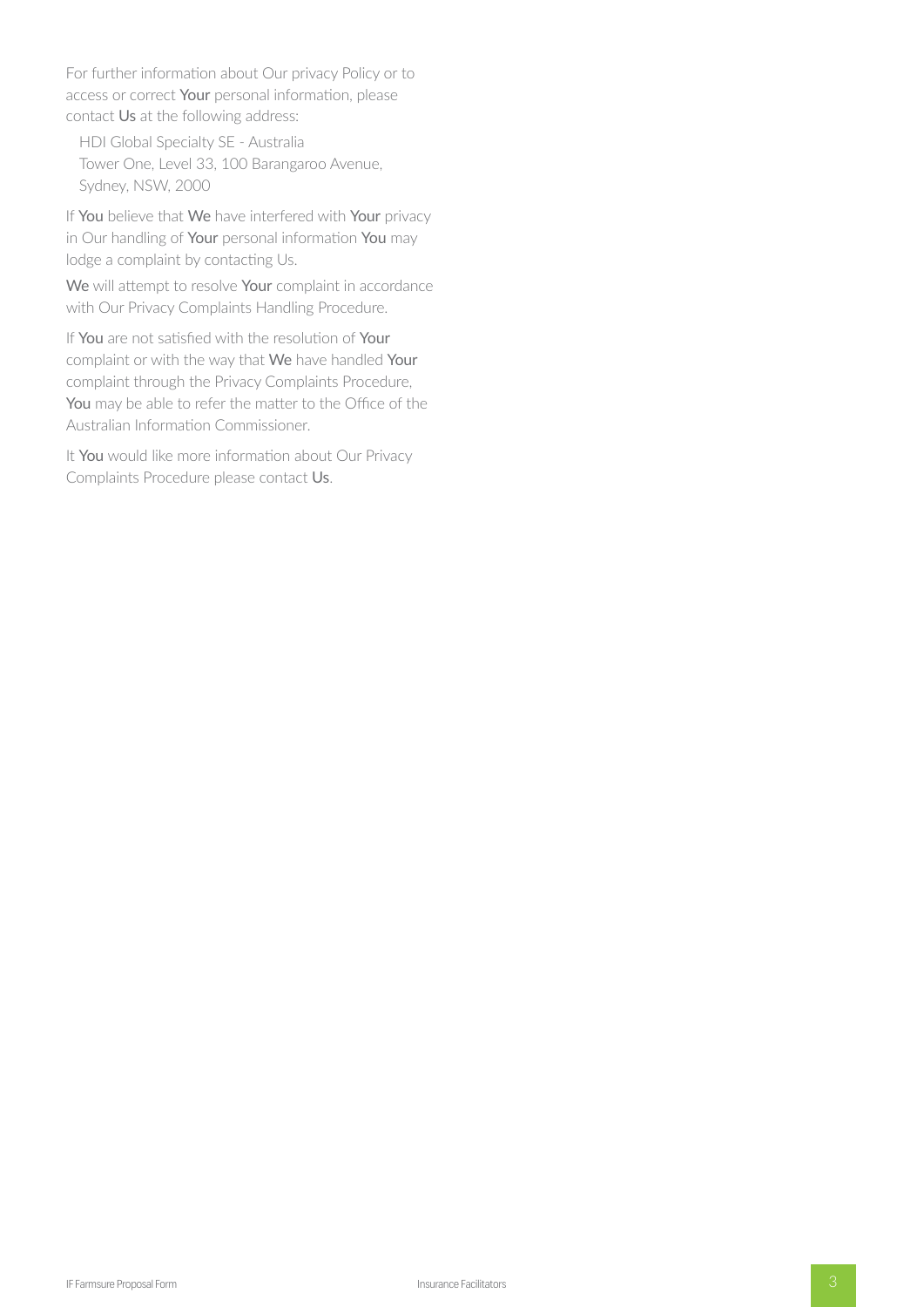For further information about Our privacy Policy or to access or correct **Your** personal information, please contact **Us** at the following address:

HDI Global Specialty SE - Australia
Tower One, Level 33, 100 Barangaroo Avenue,
Sydney, NSW, 2000

If **You** believe that **We** have interfered with **Your** privacy in Our handling of **Your** personal information **You** may lodge a complaint by contacting Us.

**We** will attempt to resolve **Your** complaint in accordance with Our Privacy Complaints Handling Procedure.

If **You** are not satisfied with the resolution of **Your** complaint or with the way that **We** have handled **Your** complaint through the Privacy Complaints Procedure, **You** may be able to refer the matter to the Office of the Australian Information Commissioner.

It **You** would like more information about Our Privacy Complaints Procedure please contact **Us**.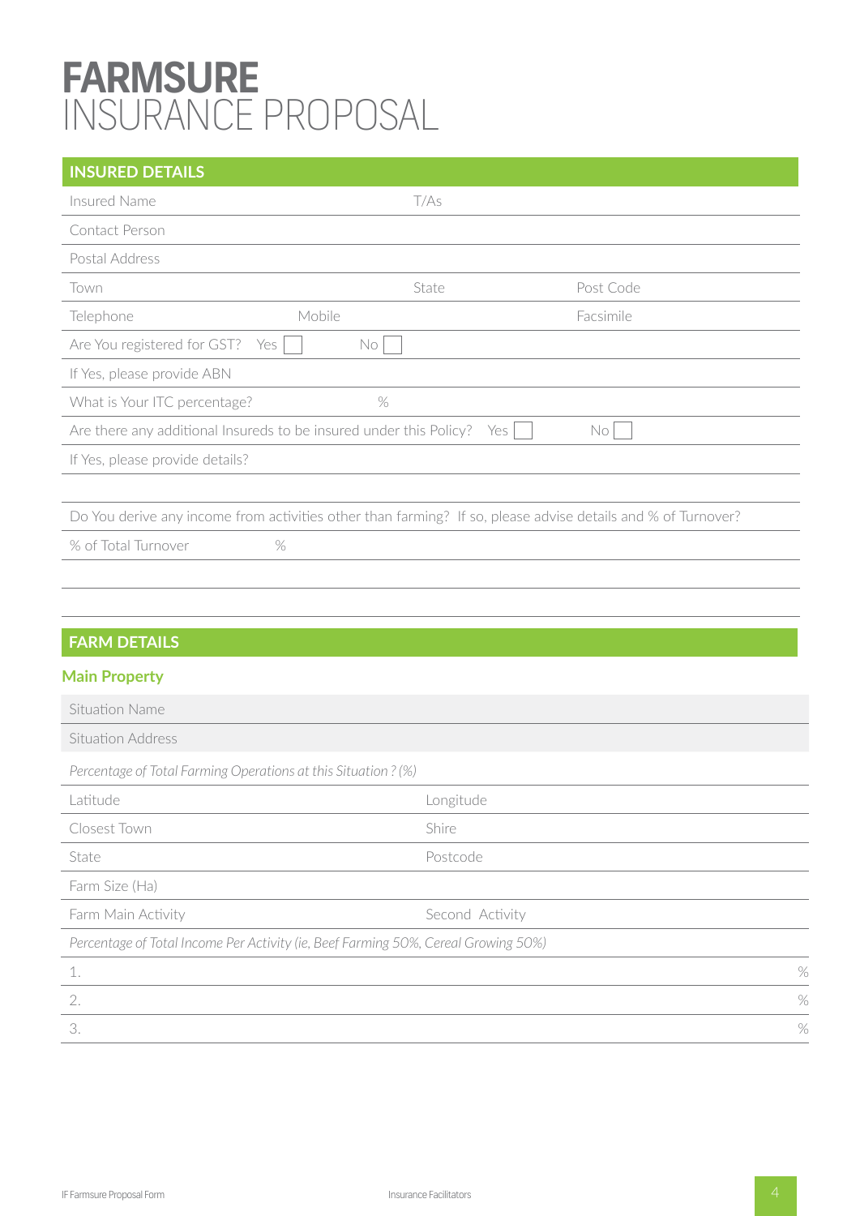# FARMSURE
# INSURANCE PROPOSAL

## INSURED DETAILS

| | | |
|---|---|---|
| Insured Name | T/As | |
| Contact Person | | |
| Postal Address | | |
| Town | State | Post Code |
| Telephone | Mobile | Facsimile |
| Are You registered for GST? Yes ☐ | No ☐ | |
| If Yes, please provide ABN | | |
| What is Your ITC percentage? | % | |
| Are there any additional Insureds to be insured under this Policy? Yes ☐ | No ☐ | |
| If Yes, please provide details? | | |

Do You derive any income from activities other than farming? If so, please advise details and % of Turnover?

% of Total Turnover %

## FARM DETAILS

### Main Property

| | |
|---|---|
| Situation Name | |
| Situation Address | |
| *Percentage of Total Farming Operations at this Situation ? (%)* | |
| Latitude | Longitude |
| Closest Town | Shire |
| State | Postcode |
| Farm Size (Ha) | |
| Farm Main Activity | Second Activity |

*Percentage of Total Income Per Activity (ie, Beef Farming 50%, Cereal Growing 50%)*

| | |
|---|---|
| 1. | % |
| 2. | % |
| 3. | % |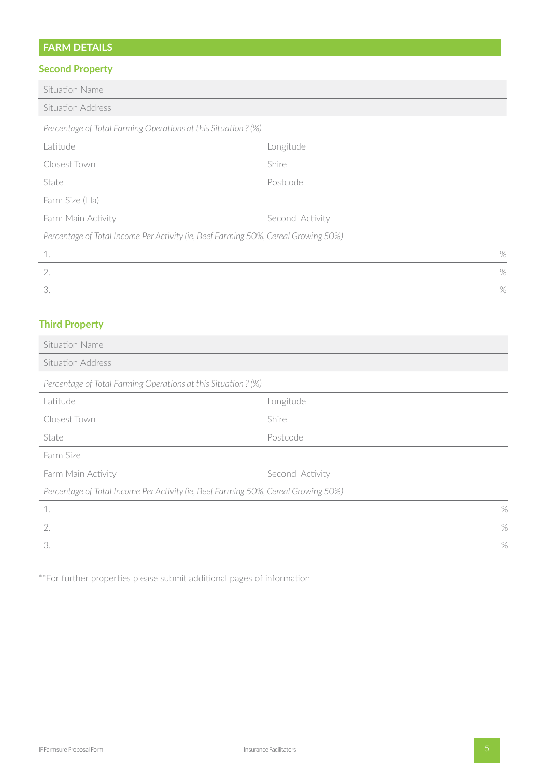## FARM DETAILS

### Second Property

| Situation Name | |
|---|---|
| Situation Address | |
| *Percentage of Total Farming Operations at this Situation ? (%)* | |
| Latitude | Longitude |
| Closest Town | Shire |
| State | Postcode |
| Farm Size (Ha) | |
| Farm Main Activity | Second  Activity |
| *Percentage of Total Income Per Activity (ie, Beef Farming 50%, Cereal Growing 50%)* | |
| 1. | % |
| 2. | % |
| 3. | % |

### Third Property

| Situation Name | |
|---|---|
| Situation Address | |
| *Percentage of Total Farming Operations at this Situation ? (%)* | |
| Latitude | Longitude |
| Closest Town | Shire |
| State | Postcode |
| Farm Size | |
| Farm Main Activity | Second  Activity |
| *Percentage of Total Income Per Activity (ie, Beef Farming 50%, Cereal Growing 50%)* | |
| 1. | % |
| 2. | % |
| 3. | % |

**For further properties please submit additional pages of information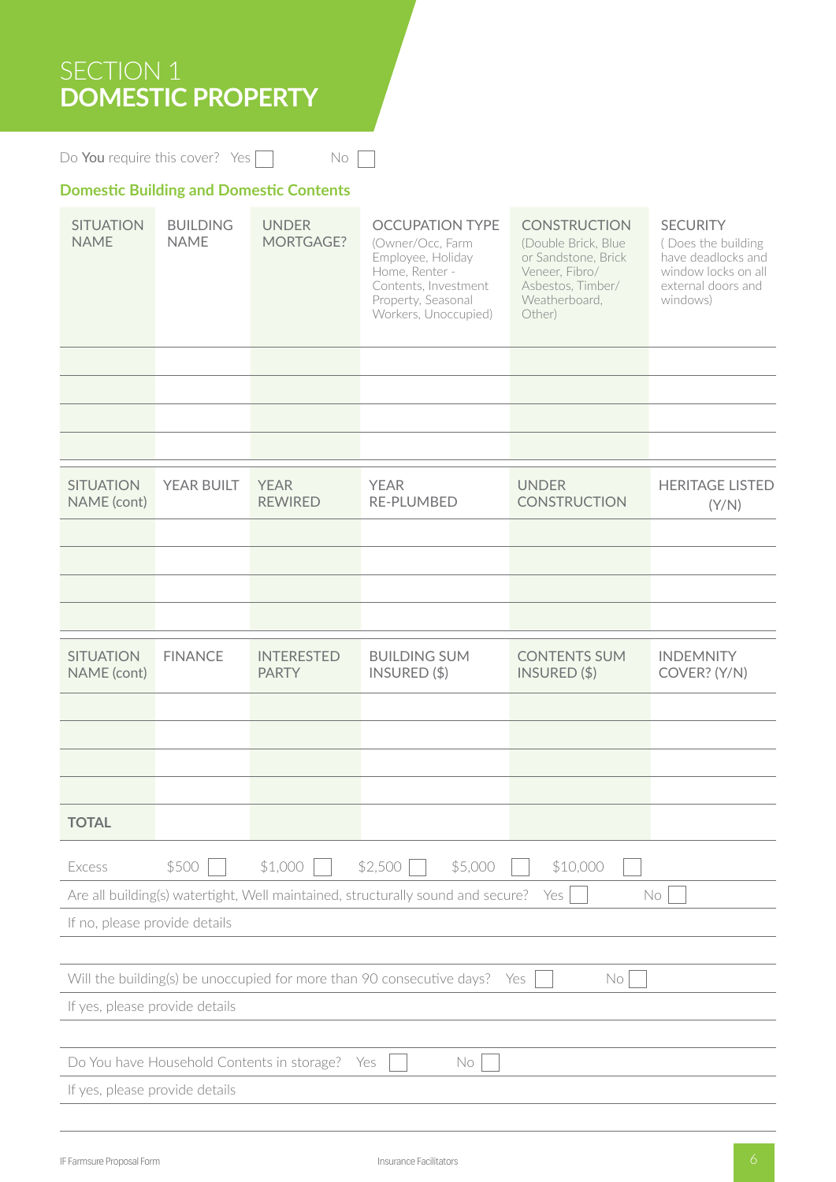# SECTION 1
# DOMESTIC PROPERTY

Do **You** require this cover? Yes ☐ No ☐

## Domestic Building and Domestic Contents

| SITUATION NAME | BUILDING NAME | UNDER MORTGAGE? | OCCUPATION TYPE (Owner/Occ, Farm Employee, Holiday Home, Renter - Contents, Investment Property, Seasonal Workers, Unoccupied) | CONSTRUCTION (Double Brick, Blue or Sandstone, Brick Veneer, Fibro/ Asbestos, Timber/ Weatherboard, Other) | SECURITY ( Does the building have deadlocks and window locks on all external doors and windows) |
|---|---|---|---|---|---|
| | | | | | |
| | | | | | |
| | | | | | |
| | | | | | |

| SITUATION NAME (cont) | YEAR BUILT | YEAR REWIRED | YEAR RE-PLUMBED | UNDER CONSTRUCTION | HERITAGE LISTED (Y/N) |
|---|---|---|---|---|---|
| | | | | | |
| | | | | | |
| | | | | | |
| | | | | | |

| SITUATION NAME (cont) | FINANCE | INTERESTED PARTY | BUILDING SUM INSURED ($) | CONTENTS SUM INSURED ($) | INDEMNITY COVER? (Y/N) |
|---|---|---|---|---|---|
| | | | | | |
| | | | | | |
| | | | | | |
| | | | | | |
| **TOTAL** | | | | | |

Excess $500 ☐ $1,000 ☐ $2,500 ☐ $5,000 ☐ $10,000 ☐

Are all building(s) watertight, Well maintained, structurally sound and secure? Yes ☐ No ☐

If no, please provide details

Will the building(s) be unoccupied for more than 90 consecutive days? Yes ☐ No ☐

If yes, please provide details

Do You have Household Contents in storage? Yes ☐ No ☐

If yes, please provide details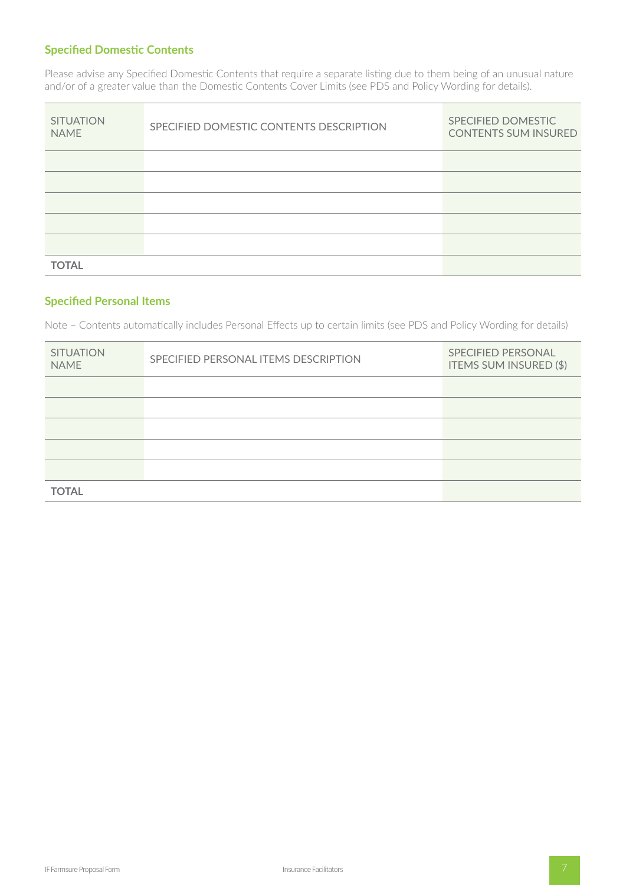## Specified Domestic Contents

Please advise any Specified Domestic Contents that require a separate listing due to them being of an unusual nature and/or of a greater value than the Domestic Contents Cover Limits (see PDS and Policy Wording for details).

| SITUATION NAME | SPECIFIED DOMESTIC CONTENTS DESCRIPTION | SPECIFIED DOMESTIC CONTENTS SUM INSURED |
|---|---|---|
| | | |
| | | |
| | | |
| | | |
| | | |
| **TOTAL** | | |

## Specified Personal Items

Note – Contents automatically includes Personal Effects up to certain limits (see PDS and Policy Wording for details)

| SITUATION NAME | SPECIFIED PERSONAL ITEMS DESCRIPTION | SPECIFIED PERSONAL ITEMS SUM INSURED ($) |
|---|---|---|
| | | |
| | | |
| | | |
| | | |
| | | |
| **TOTAL** | | |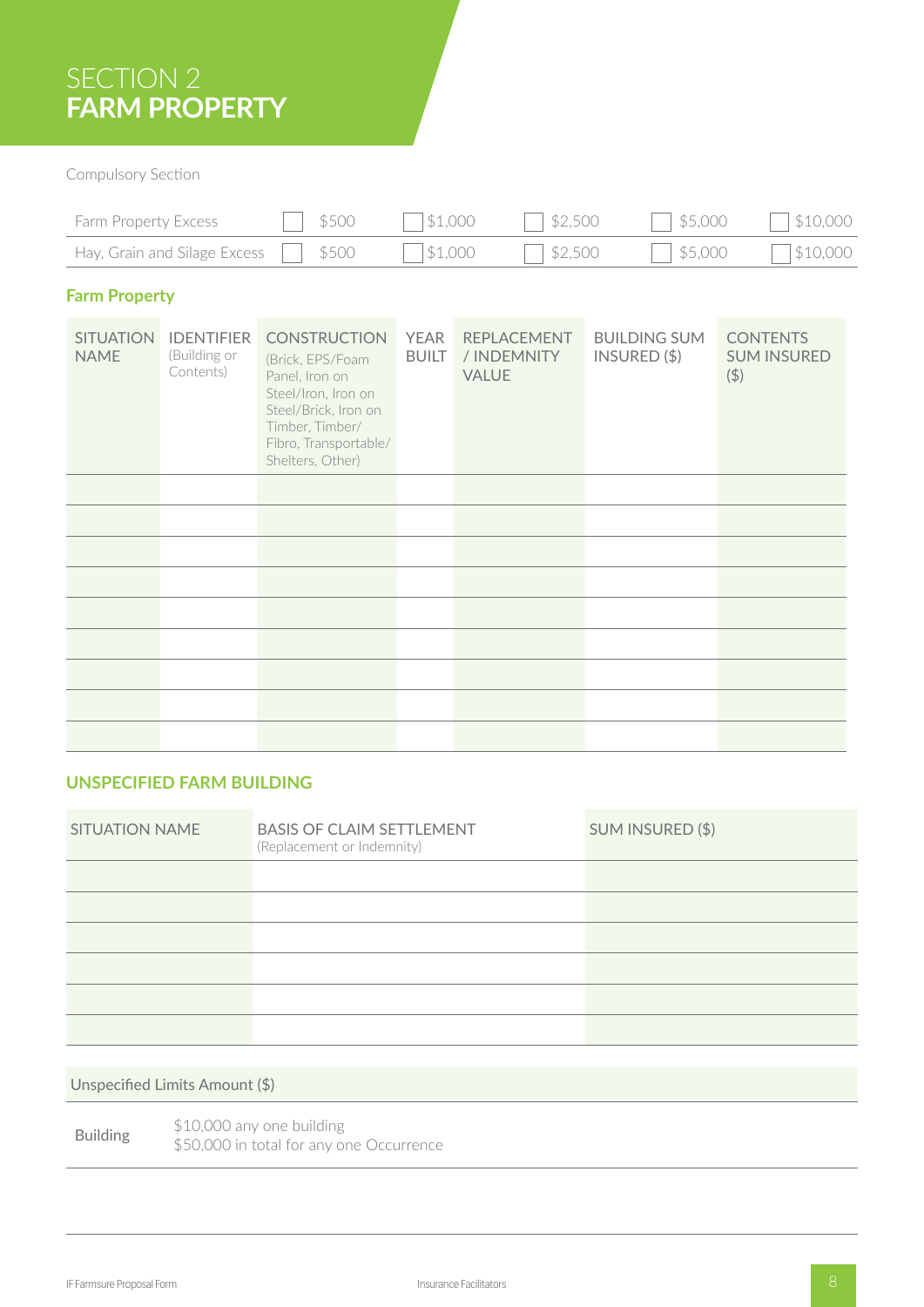# SECTION 2
# FARM PROPERTY

Compulsory Section

| | | | | | |
|---|---|---|---|---|---|
| Farm Property Excess | ☐ $500 | ☐ $1,000 | ☐ $2,500 | ☐ $5,000 | ☐ $10,000 |
| Hay, Grain and Silage Excess | ☐ $500 | ☐ $1,000 | ☐ $2,500 | ☐ $5,000 | ☐ $10,000 |

## Farm Property

| SITUATION NAME | IDENTIFIER (Building or Contents) | CONSTRUCTION (Brick, EPS/Foam Panel, Iron on Steel/Iron, Iron on Steel/Brick, Iron on Timber, Timber/ Fibro, Transportable/ Shelters, Other) | YEAR BUILT | REPLACEMENT / INDEMNITY VALUE | BUILDING SUM INSURED ($) | CONTENTS SUM INSURED ($) |
|---|---|---|---|---|---|---|
| | | | | | | |
| | | | | | | |
| | | | | | | |
| | | | | | | |
| | | | | | | |
| | | | | | | |
| | | | | | | |
| | | | | | | |
| | | | | | | |

## UNSPECIFIED FARM BUILDING

| SITUATION NAME | BASIS OF CLAIM SETTLEMENT (Replacement or Indemnity) | SUM INSURED ($) |
|---|---|---|
| | | |
| | | |
| | | |
| | | |
| | | |
| | | |

| Unspecified Limits Amount ($) | |
|---|---|
| Building | $10,000 any one building<br>$50,000 in total for any one Occurrence |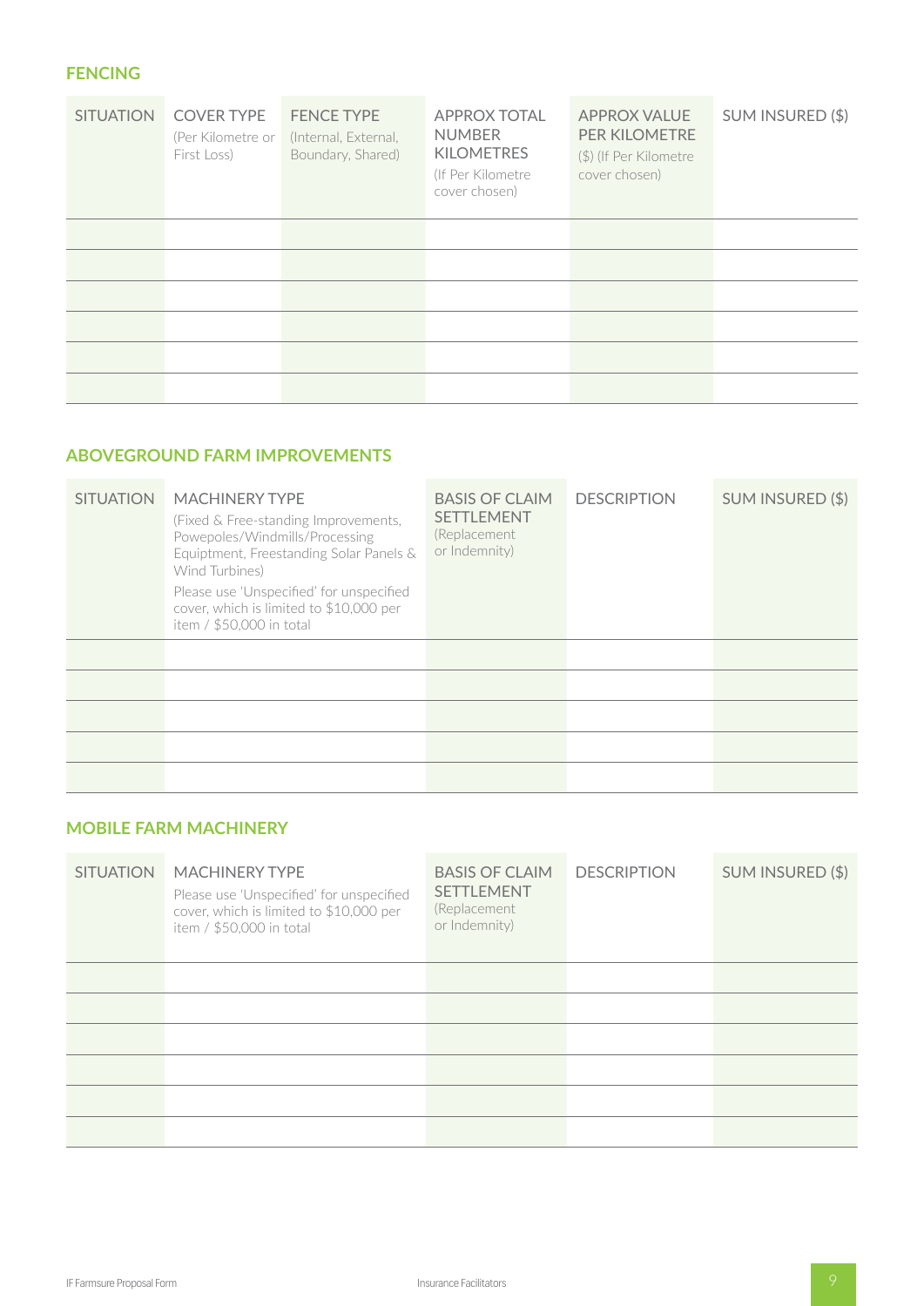## FENCING

| SITUATION | COVER TYPE (Per Kilometre or First Loss) | FENCE TYPE (Internal, External, Boundary, Shared) | APPROX TOTAL NUMBER KILOMETRES (If Per Kilometre cover chosen) | APPROX VALUE PER KILOMETRE ($) (If Per Kilometre cover chosen) | SUM INSURED ($) |
|---|---|---|---|---|---|
| | | | | | |
| | | | | | |
| | | | | | |
| | | | | | |
| | | | | | |
| | | | | | |

## ABOVEGROUND FARM IMPROVEMENTS

| SITUATION | MACHINERY TYPE (Fixed & Free-standing Improvements, Powepoles/Windmills/Processing Equiptment, Freestanding Solar Panels & Wind Turbines) Please use 'Unspecified' for unspecified cover, which is limited to $10,000 per item / $50,000 in total | BASIS OF CLAIM SETTLEMENT (Replacement or Indemnity) | DESCRIPTION | SUM INSURED ($) |
|---|---|---|---|---|
| | | | | |
| | | | | |
| | | | | |
| | | | | |
| | | | | |

## MOBILE FARM MACHINERY

| SITUATION | MACHINERY TYPE Please use 'Unspecified' for unspecified cover, which is limited to $10,000 per item / $50,000 in total | BASIS OF CLAIM SETTLEMENT (Replacement or Indemnity) | DESCRIPTION | SUM INSURED ($) |
|---|---|---|---|---|
| | | | | |
| | | | | |
| | | | | |
| | | | | |
| | | | | |
| | | | | |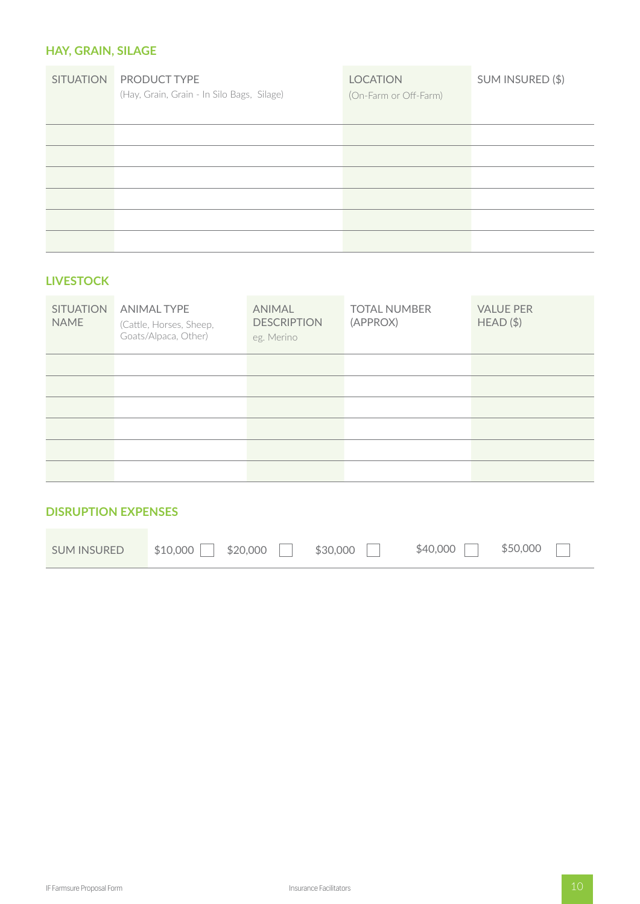## HAY, GRAIN, SILAGE

| SITUATION | PRODUCT TYPE (Hay, Grain, Grain - In Silo Bags, Silage) | LOCATION (On-Farm or Off-Farm) | SUM INSURED ($) |
|---|---|---|---|
| | | | |
| | | | |
| | | | |
| | | | |
| | | | |
| | | | |

## LIVESTOCK

| SITUATION NAME | ANIMAL TYPE (Cattle, Horses, Sheep, Goats/Alpaca, Other) | ANIMAL DESCRIPTION eg. Merino | TOTAL NUMBER (APPROX) | VALUE PER HEAD ($) |
|---|---|---|---|---|
| | | | | |
| | | | | |
| | | | | |
| | | | | |
| | | | | |
| | | | | |

## DISRUPTION EXPENSES

| SUM INSURED | $10,000 ☐ | $20,000 ☐ | $30,000 ☐ | $40,000 ☐ | $50,000 ☐ |
|---|---|---|---|---|---|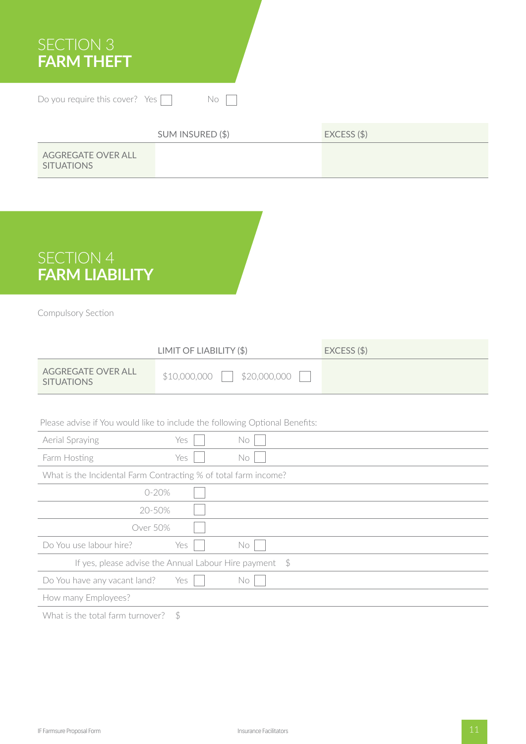# SECTION 3
## FARM THEFT

Do you require this cover? Yes ☐ No ☐

| | SUM INSURED ($) | EXCESS ($) |
|---|---|---|
| AGGREGATE OVER ALL SITUATIONS | | |

# SECTION 4
## FARM LIABILITY

Compulsory Section

| | LIMIT OF LIABILITY ($) | EXCESS ($) |
|---|---|---|
| AGGREGATE OVER ALL SITUATIONS | $10,000,000 ☐ $20,000,000 ☐ | |

Please advise if You would like to include the following Optional Benefits:

| | | |
|---|---|---|
| Aerial Spraying | Yes ☐ | No ☐ |
| Farm Hosting | Yes ☐ | No ☐ |
| What is the Incidental Farm Contracting % of total farm income? | | |
| 0-20% | ☐ | |
| 20-50% | ☐ | |
| Over 50% | ☐ | |
| Do You use labour hire? | Yes ☐ | No ☐ |
| If yes, please advise the Annual Labour Hire payment $ | | |
| Do You have any vacant land? | Yes ☐ | No ☐ |
| How many Employees? | | |
| What is the total farm turnover? $ | | |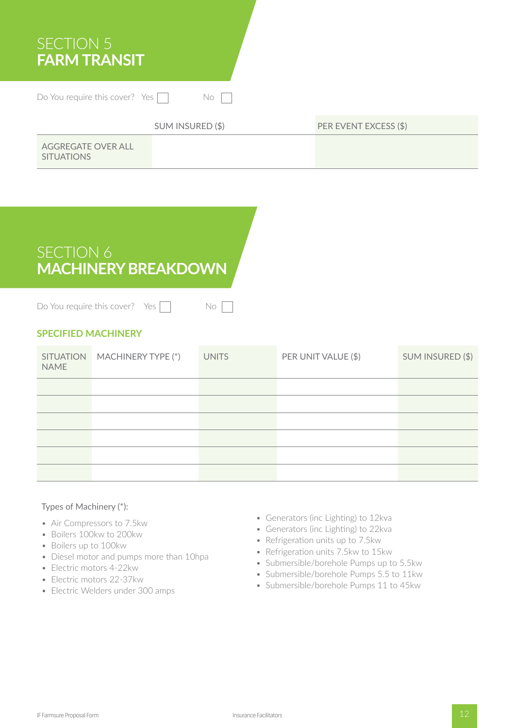# SECTION 5
# FARM TRANSIT

Do You require this cover? Yes ☐ No ☐

| | SUM INSURED ($) | PER EVENT EXCESS ($) |
|---|---|---|
| AGGREGATE OVER ALL SITUATIONS | | |

# SECTION 6
# MACHINERY BREAKDOWN

Do You require this cover? Yes ☐ No ☐

### SPECIFIED MACHINERY

| SITUATION NAME | MACHINERY TYPE (*) | UNITS | PER UNIT VALUE ($) | SUM INSURED ($) |
|---|---|---|---|---|
| | | | | |
| | | | | |
| | | | | |
| | | | | |
| | | | | |
| | | | | |

Types of Machinery (*):

- Air Compressors to 7.5kw
- Boilers 100kw to 200kw
- Boilers up to 100kw
- Diesel motor and pumps more than 10hpa
- Electric motors 4-22kw
- Electric motors 22-37kw
- Electric Welders under 300 amps
- Generators (inc Lighting) to 12kva
- Generators (inc Lighting) to 22kva
- Refrigeration units up to 7.5kw
- Refrigeration units 7.5kw to 15kw
- Submersible/borehole Pumps up to 5.5kw
- Submersible/borehole Pumps 5.5 to 11kw
- Submersible/borehole Pumps 11 to 45kw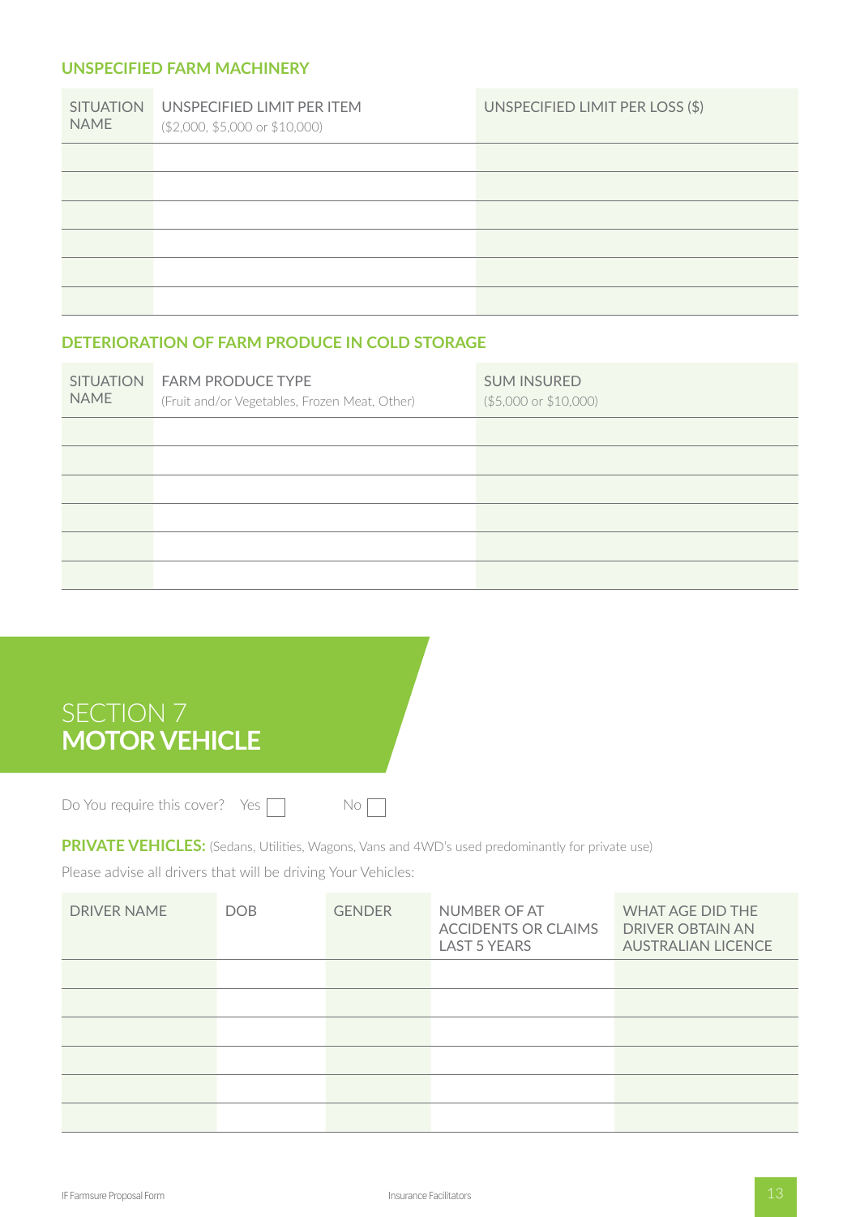### UNSPECIFIED FARM MACHINERY

| SITUATION NAME | UNSPECIFIED LIMIT PER ITEM ($2,000, $5,000 or $10,000) | UNSPECIFIED LIMIT PER LOSS ($) |
|---|---|---|
| | | |
| | | |
| | | |
| | | |
| | | |
| | | |

### DETERIORATION OF FARM PRODUCE IN COLD STORAGE

| SITUATION NAME | FARM PRODUCE TYPE (Fruit and/or Vegetables, Frozen Meat, Other) | SUM INSURED ($5,000 or $10,000) |
|---|---|---|
| | | |
| | | |
| | | |
| | | |
| | | |
| | | |

# SECTION 7 **MOTOR VEHICLE**

Do You require this cover? Yes ☐ No ☐

**PRIVATE VEHICLES:** (Sedans, Utilities, Wagons, Vans and 4WD's used predominantly for private use)

Please advise all drivers that will be driving Your Vehicles:

| DRIVER NAME | DOB | GENDER | NUMBER OF AT ACCIDENTS OR CLAIMS LAST 5 YEARS | WHAT AGE DID THE DRIVER OBTAIN AN AUSTRALIAN LICENCE |
|---|---|---|---|---|
| | | | | |
| | | | | |
| | | | | |
| | | | | |
| | | | | |
| | | | | |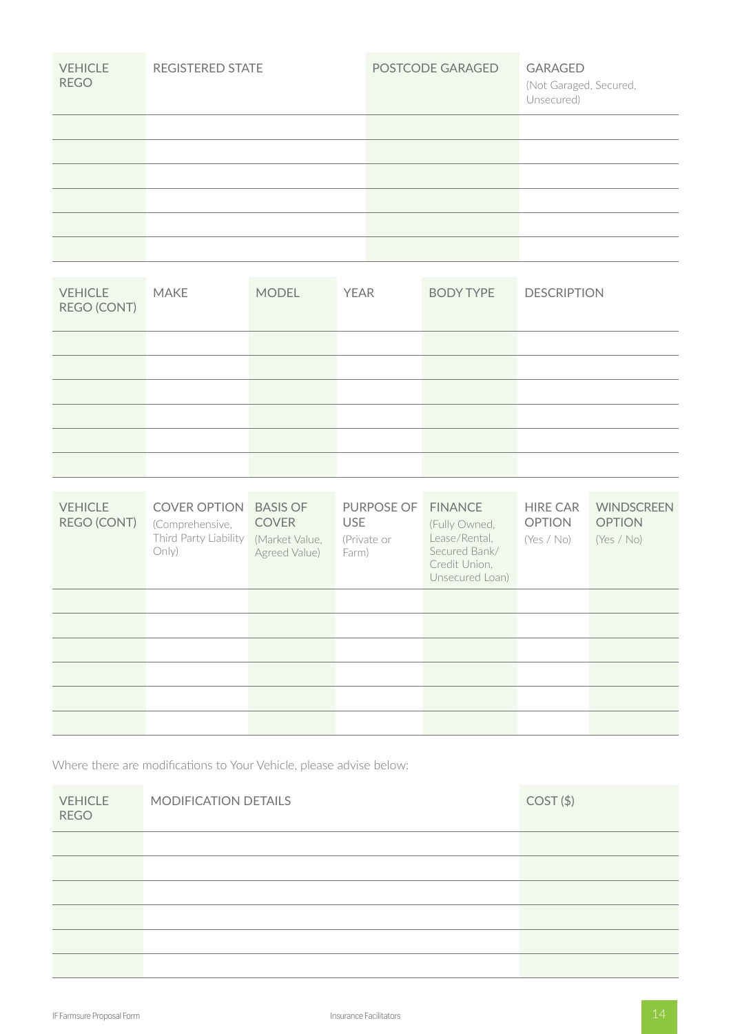| VEHICLE REGO | REGISTERED STATE | POSTCODE GARAGED | GARAGED (Not Garaged, Secured, Unsecured) |
|---|---|---|---|
| | | | |
| | | | |
| | | | |
| | | | |
| | | | |
| | | | |

| VEHICLE REGO (CONT) | MAKE | MODEL | YEAR | BODY TYPE | DESCRIPTION |
|---|---|---|---|---|---|
| | | | | | |
| | | | | | |
| | | | | | |
| | | | | | |
| | | | | | |
| | | | | | |

| VEHICLE REGO (CONT) | COVER OPTION (Comprehensive, Third Party Liability Only) | BASIS OF COVER (Market Value, Agreed Value) | PURPOSE OF USE (Private or Farm) | FINANCE (Fully Owned, Lease/Rental, Secured Bank/ Credit Union, Unsecured Loan) | HIRE CAR OPTION (Yes / No) | WINDSCREEN OPTION (Yes / No) |
|---|---|---|---|---|---|---|
| | | | | | | |
| | | | | | | |
| | | | | | | |
| | | | | | | |
| | | | | | | |
| | | | | | | |

Where there are modifications to Your Vehicle, please advise below:

| VEHICLE REGO | MODIFICATION DETAILS | COST ($) |
|---|---|---|
| | | |
| | | |
| | | |
| | | |
| | | |
| | | |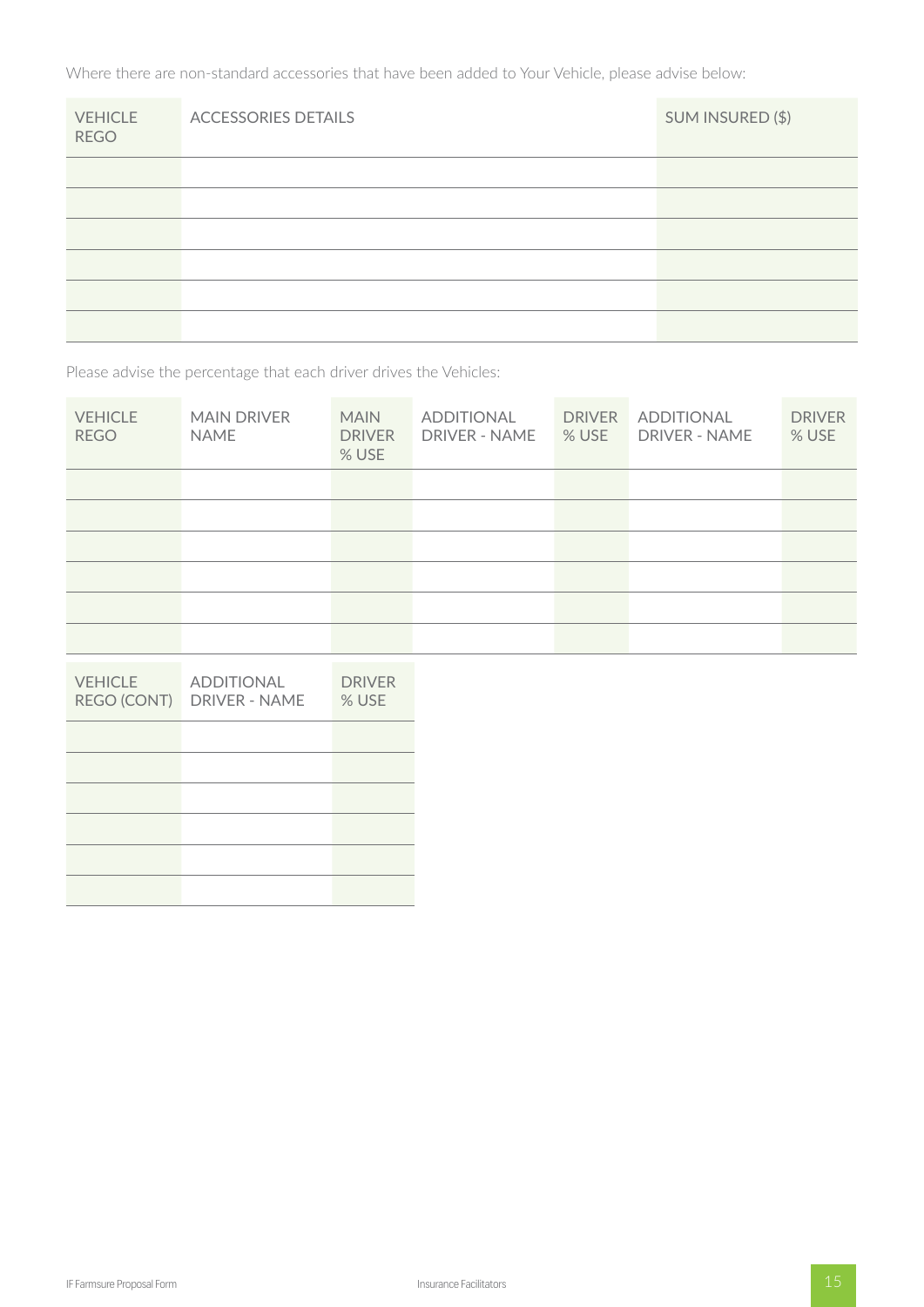Where there are non-standard accessories that have been added to Your Vehicle, please advise below:

| VEHICLE REGO | ACCESSORIES DETAILS | SUM INSURED ($) |
|---|---|---|
| | | |
| | | |
| | | |
| | | |
| | | |
| | | |

Please advise the percentage that each driver drives the Vehicles:

| VEHICLE REGO | MAIN DRIVER NAME | MAIN DRIVER % USE | ADDITIONAL DRIVER - NAME | DRIVER % USE | ADDITIONAL DRIVER - NAME | DRIVER % USE |
|---|---|---|---|---|---|---|
| | | | | | | |
| | | | | | | |
| | | | | | | |
| | | | | | | |
| | | | | | | |
| | | | | | | |

| VEHICLE REGO (CONT) | ADDITIONAL DRIVER - NAME | DRIVER % USE |
|---|---|---|
| | | |
| | | |
| | | |
| | | |
| | | |
| | | |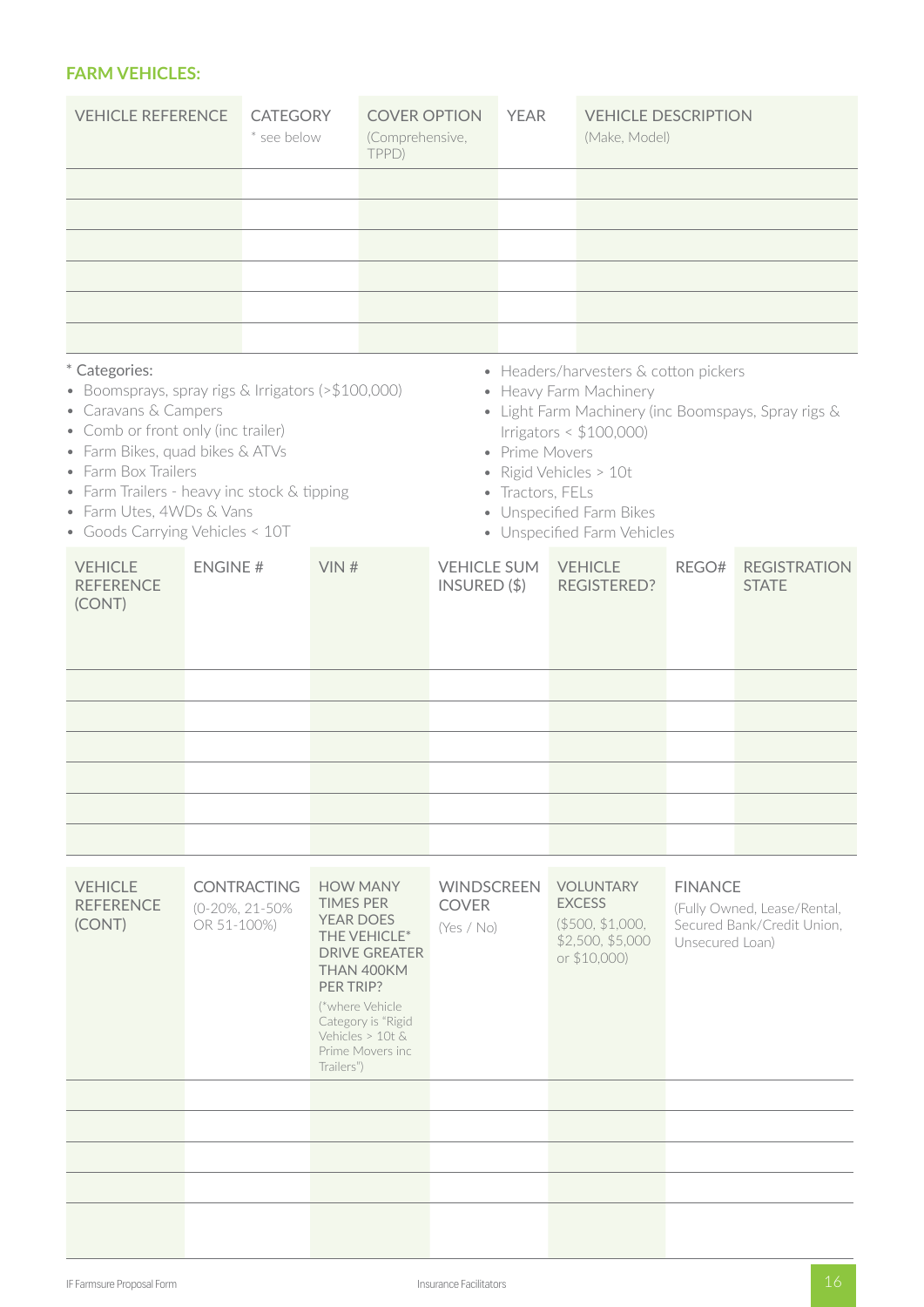## FARM VEHICLES:

| VEHICLE REFERENCE | CATEGORY<br>* see below | COVER OPTION<br>(Comprehensive, TPPD) | YEAR | VEHICLE DESCRIPTION<br>(Make, Model) |
|---|---|---|---|---|
| | | | | |
| | | | | |
| | | | | |
| | | | | |
| | | | | |
| | | | | |

\* Categories:

- Boomsprays, spray rigs & Irrigators (>$100,000)
- Caravans & Campers
- Comb or front only (inc trailer)
- Farm Bikes, quad bikes & ATVs
- Farm Box Trailers
- Farm Trailers - heavy inc stock & tipping
- Farm Utes, 4WDs & Vans
- Goods Carrying Vehicles < 10T
- Headers/harvesters & cotton pickers
- Heavy Farm Machinery
- Light Farm Machinery (inc Boomspays, Spray rigs & Irrigators < $100,000)
- Prime Movers
- Rigid Vehicles > 10t
- Tractors, FELs
- Unspecified Farm Bikes
- Unspecified Farm Vehicles

| VEHICLE REFERENCE (CONT) | ENGINE # | VIN # | VEHICLE SUM INSURED ($) | VEHICLE REGISTERED? | REGO# | REGISTRATION STATE |
|---|---|---|---|---|---|---|
| | | | | | | |
| | | | | | | |
| | | | | | | |
| | | | | | | |
| | | | | | | |
| | | | | | | |

| VEHICLE REFERENCE (CONT) | CONTRACTING<br>(0-20%, 21-50% OR 51-100%) | HOW MANY TIMES PER YEAR DOES THE VEHICLE* DRIVE GREATER THAN 400KM PER TRIP?<br>(*where Vehicle Category is "Rigid Vehicles > 10t & Prime Movers inc Trailers") | WINDSCREEN COVER<br>(Yes / No) | VOLUNTARY EXCESS<br>($500, $1,000, $2,500, $5,000 or $10,000) | FINANCE<br>(Fully Owned, Lease/Rental, Secured Bank/Credit Union, Unsecured Loan) |
|---|---|---|---|---|---|
| | | | | | |
| | | | | | |
| | | | | | |
| | | | | | |
| | | | | | |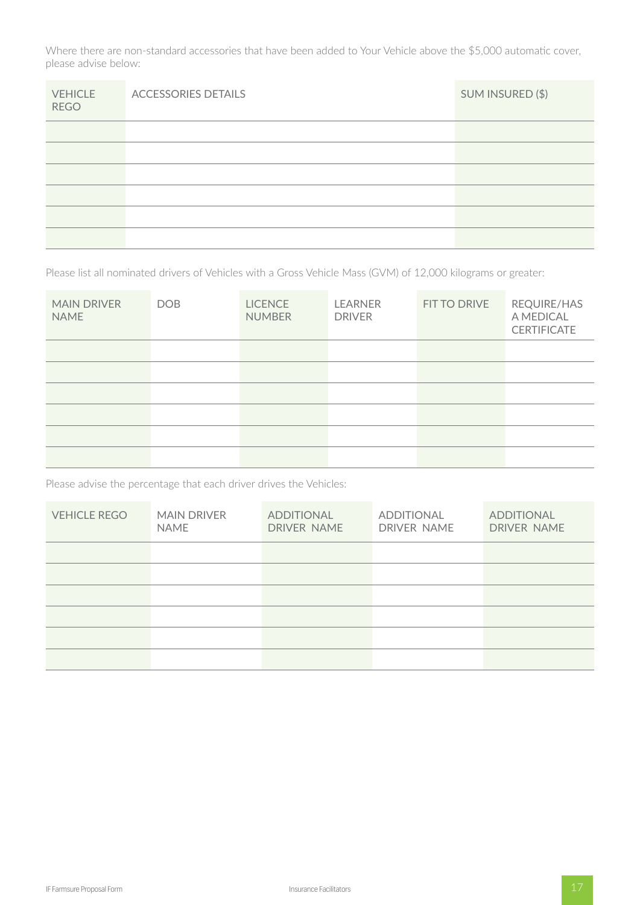Where there are non-standard accessories that have been added to Your Vehicle above the $5,000 automatic cover, please advise below:

| VEHICLE REGO | ACCESSORIES DETAILS | SUM INSURED ($) |
|---|---|---|
| | | |
| | | |
| | | |
| | | |
| | | |
| | | |

Please list all nominated drivers of Vehicles with a Gross Vehicle Mass (GVM) of 12,000 kilograms or greater:

| MAIN DRIVER NAME | DOB | LICENCE NUMBER | LEARNER DRIVER | FIT TO DRIVE | REQUIRE/HAS A MEDICAL CERTIFICATE |
|---|---|---|---|---|---|
| | | | | | |
| | | | | | |
| | | | | | |
| | | | | | |
| | | | | | |
| | | | | | |

Please advise the percentage that each driver drives the Vehicles:

| VEHICLE REGO | MAIN DRIVER NAME | ADDITIONAL DRIVER NAME | ADDITIONAL DRIVER NAME | ADDITIONAL DRIVER NAME |
|---|---|---|---|---|
| | | | | |
| | | | | |
| | | | | |
| | | | | |
| | | | | |
| | | | | |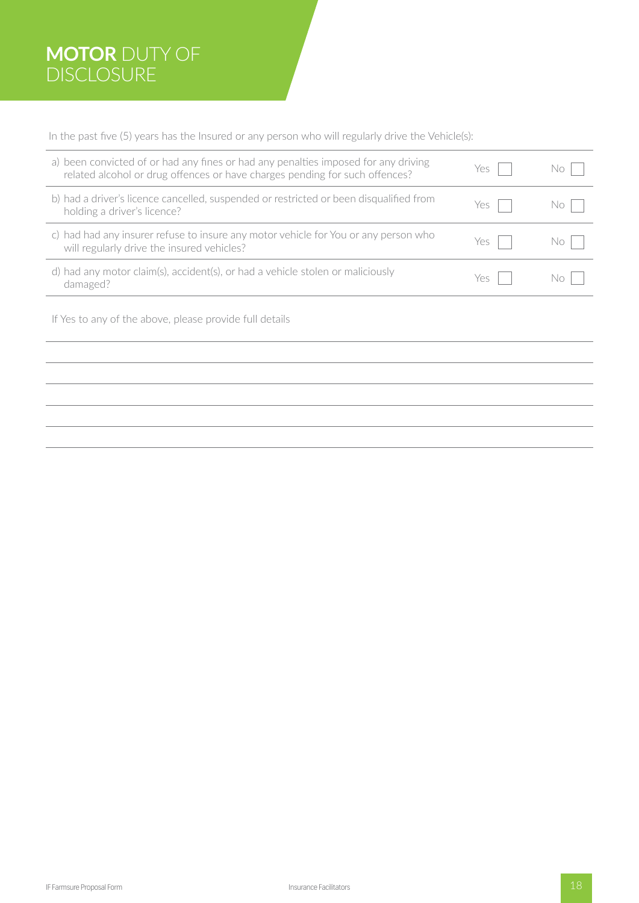# **MOTOR** DUTY OF DISCLOSURE

In the past five (5) years has the Insured or any person who will regularly drive the Vehicle(s):

| | | |
|---|---|---|
| a) been convicted of or had any fines or had any penalties imposed for any driving related alcohol or drug offences or have charges pending for such offences? | Yes ☐ | No ☐ |
| b) had a driver's licence cancelled, suspended or restricted or been disqualified from holding a driver's licence? | Yes ☐ | No ☐ |
| c) had had any insurer refuse to insure any motor vehicle for You or any person who will regularly drive the insured vehicles? | Yes ☐ | No ☐ |
| d) had any motor claim(s), accident(s), or had a vehicle stolen or maliciously damaged? | Yes ☐ | No ☐ |

If Yes to any of the above, please provide full details

______________________________________________________________________

______________________________________________________________________

______________________________________________________________________

______________________________________________________________________

______________________________________________________________________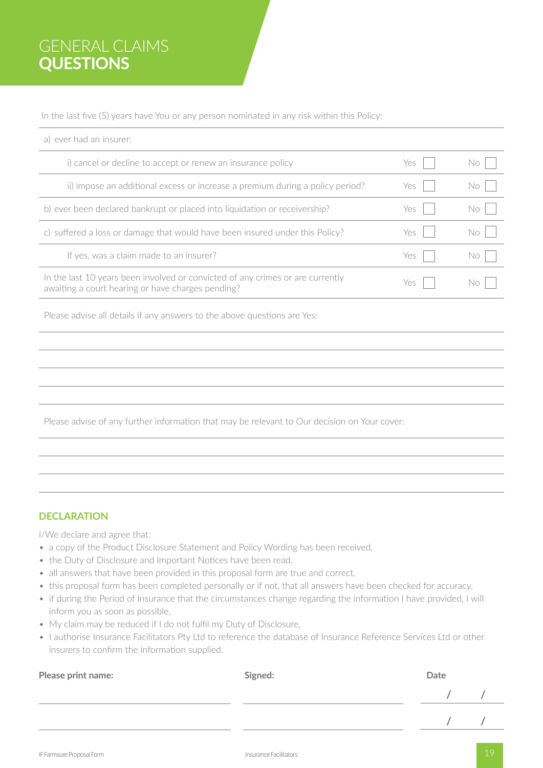# GENERAL CLAIMS **QUESTIONS**

In the last five (5) years have You or any person nominated in any risk within this Policy:

| | | |
|---|---|---|
| a) ever had an insurer: | | |
| i) cancel or decline to accept or renew an insurance policy | Yes ☐ | No ☐ |
| ii) impose an additional excess or increase a premium during a policy period? | Yes ☐ | No ☐ |
| b) ever been declared bankrupt or placed into liquidation or receivership? | Yes ☐ | No ☐ |
| c) suffered a loss or damage that would have been insured under this Policy? | Yes ☐ | No ☐ |
| If yes, was a claim made to an insurer? | Yes ☐ | No ☐ |
| In the last 10 years been involved or convicted of any crimes or are currently awaiting a court hearing or have charges pending? | Yes ☐ | No ☐ |

Please advise all details if any answers to the above questions are Yes:

Please advise of any further information that may be relevant to Our decision on Your cover:

## DECLARATION

I/We declare and agree that:

- a copy of the Product Disclosure Statement and Policy Wording has been received,
- the Duty of Disclosure and Important Notices have been read,
- all answers that have been provided in this proposal form are true and correct,
- this proposal form has been completed personally or if not, that all answers have been checked for accuracy,
- if during the Period of Insurance that the circumstances change regarding the information I have provided, I will inform you as soon as possible,
- My claim may be reduced if I do not fulfil my Duty of Disclosure,
- I authorise Insurance Facilitators Pty Ltd to reference the database of Insurance Reference Services Ltd or other insurers to confirm the information supplied.

| **Please print name:** | **Signed:** | **Date** |
|---|---|---|
| | | / / |
| | | / / |